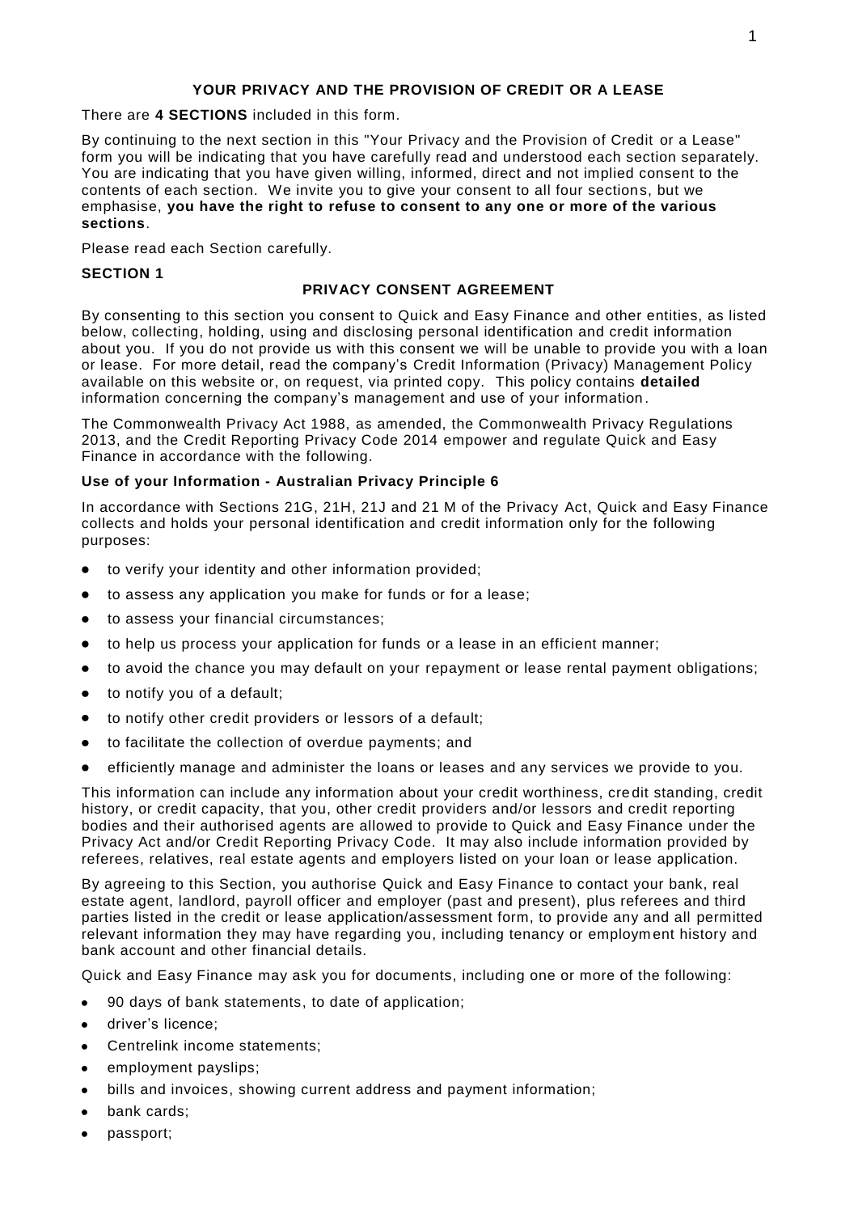# YOUR PRIVACY AND THE PROVISION OF CREDIT OR A LEASE

There are **4 SECTIONS** included in this form.

By continuing to the next section in this "Your Privacy and the Provision of Credit or a Lease" form you will be indicating that you have carefully read and understood each section separately. You are indicating that you have given willing, informed, direct and not implied consent to the contents of each section. We invite you to give your consent to all four sections, but we emphasise, **you have the right to refuse to consent to any one or more of the various sections**.

Please read each Section carefully.

## SECTION 1

### PRIVACY CONSENT AGREEMENT

By consenting to this section you consent to Quick and Easy Finance and other entities, as listed below, collecting, holding, using and disclosing personal identification and credit information about you. If you do not provide us with this consent we will be unable to provide you with a loan or lease. For more detail, read the company's Credit Information (Privacy) Management Policy available on this website or, on request, via printed copy. This policy contains **detailed** information concerning the company's management and use of your information.

The Commonwealth Privacy Act 1988, as amended, the Commonwealth Privacy Regulations 2013, and the Credit Reporting Privacy Code 2014 empower and regulate Quick and Easy Finance in accordance with the following.

**Use of your Information - Australian Privacy Principle 6**

In accordance with Sections 21G, 21H, 21J and 21 M of the Privacy Act, Quick and Easy Finance collects and holds your personal identification and credit information only for the following purposes:

- to verify your identity and other information provided;
- to assess any application you make for funds or for a lease;
- to assess your financial circumstances;
- to help us process your application for funds or a lease in an efficient manner;
- to avoid the chance you may default on your repayment or lease rental payment obligations;
- to notify you of a default;
- to notify other credit providers or lessors of a default;
- to facilitate the collection of overdue payments; and
- efficiently manage and administer the loans or leases and any services we provide to you.

This information can include any information about your credit worthiness, credit standing, credit history, or credit capacity, that you, other credit providers and/or lessors and credit reporting bodies and their authorised agents are allowed to provide to Quick and Easy Finance under the Privacy Act and/or Credit Reporting Privacy Code. It may also include information provided by referees, relatives, real estate agents and employers listed on your loan or lease application.

By agreeing to this Section, you authorise Quick and Easy Finance to contact your bank, real estate agent, landlord, payroll officer and employer (past and present), plus referees and third parties listed in the credit or lease application/assessment form, to provide any and all permitted relevant information they may have regarding you, including tenancy or employment history and bank account and other financial details.

Quick and Easy Finance may ask you for documents, including one or more of the following:

- 90 days of bank statements, to date of application;
- driver's licence;
- Centrelink income statements;
- employment payslips;
- bills and invoices, showing current address and payment information;
- bank cards;
- passport;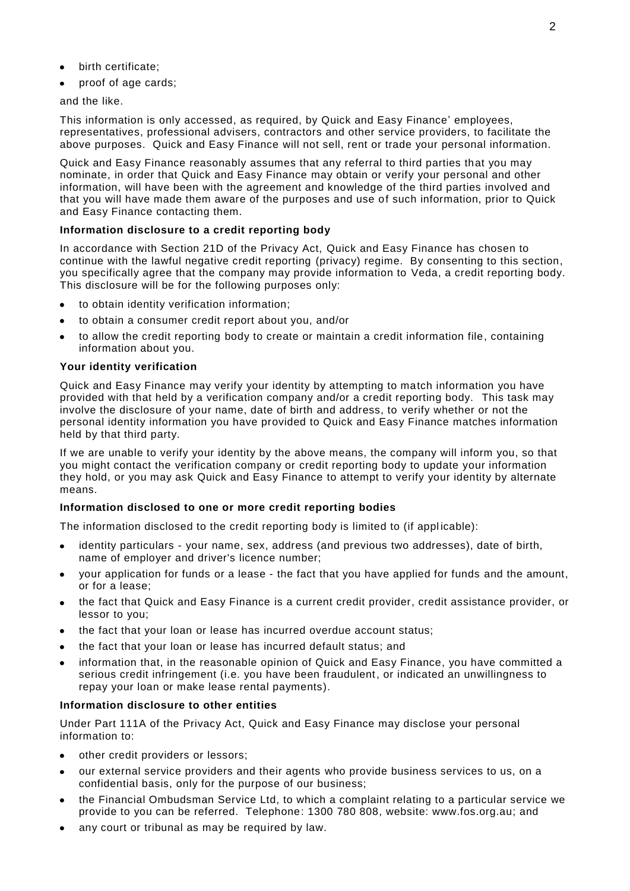- birth certificate;
- proof of age cards;

and the like.

This information is only accessed, as required, by Quick and Easy Finance' employees, representatives, professional advisers, contractors and other service providers, to facilitate the above purposes. Quick and Easy Finance will not sell, rent or trade your personal information.

Quick and Easy Finance reasonably assumes that any referral to third parties that you may nominate, in order that Quick and Easy Finance may obtain or verify your personal and other information, will have been with the agreement and knowledge of the third parties involved and that you will have made them aware of the purposes and use of such information, prior to Quick and Easy Finance contacting them.

**Information disclosure to a credit reporting body**

In accordance with Section 21D of the Privacy Act, Quick and Easy Finance has chosen to continue with the lawful negative credit reporting (privacy) regime. By consenting to this section, you specifically agree that the company may provide information to Veda, a credit reporting body. This disclosure will be for the following purposes only:

- to obtain identity verification information;
- to obtain a consumer credit report about you, and/or
- to allow the credit reporting body to create or maintain a credit information file, containing information about you.

**Your identity verification**

Quick and Easy Finance may verify your identity by attempting to match information you have provided with that held by a verification company and/or a credit reporting body. This task may involve the disclosure of your name, date of birth and address, to verify whether or not the personal identity information you have provided to Quick and Easy Finance matches information held by that third party.

If we are unable to verify your identity by the above means, the company will inform you, so that you might contact the verification company or credit reporting body to update your information they hold, or you may ask Quick and Easy Finance to attempt to verify your identity by alternate means.

**Information disclosed to one or more credit reporting bodies**

The information disclosed to the credit reporting body is limited to (if applicable):

- identity particulars - your name, sex, address (and previous two addresses), date of birth, name of employer and driver's licence number;
- your application for funds or a lease - the fact that you have applied for funds and the amount, or for a lease;
- the fact that Quick and Easy Finance is a current credit provider, credit assistance provider, or lessor to you;
- the fact that your loan or lease has incurred overdue account status;
- the fact that your loan or lease has incurred default status; and
- information that, in the reasonable opinion of Quick and Easy Finance, you have committed a serious credit infringement (i.e. you have been fraudulent, or indicated an unwillingness to repay your loan or make lease rental payments).

**Information disclosure to other entities**

Under Part 111A of the Privacy Act, Quick and Easy Finance may disclose your personal information to:

- other credit providers or lessors;
- our external service providers and their agents who provide business services to us, on a confidential basis, only for the purpose of our business;
- the Financial Ombudsman Service Ltd, to which a complaint relating to a particular service we provide to you can be referred. Telephone: 1300 780 808, website: www.fos.org.au; and
- any court or tribunal as may be required by law.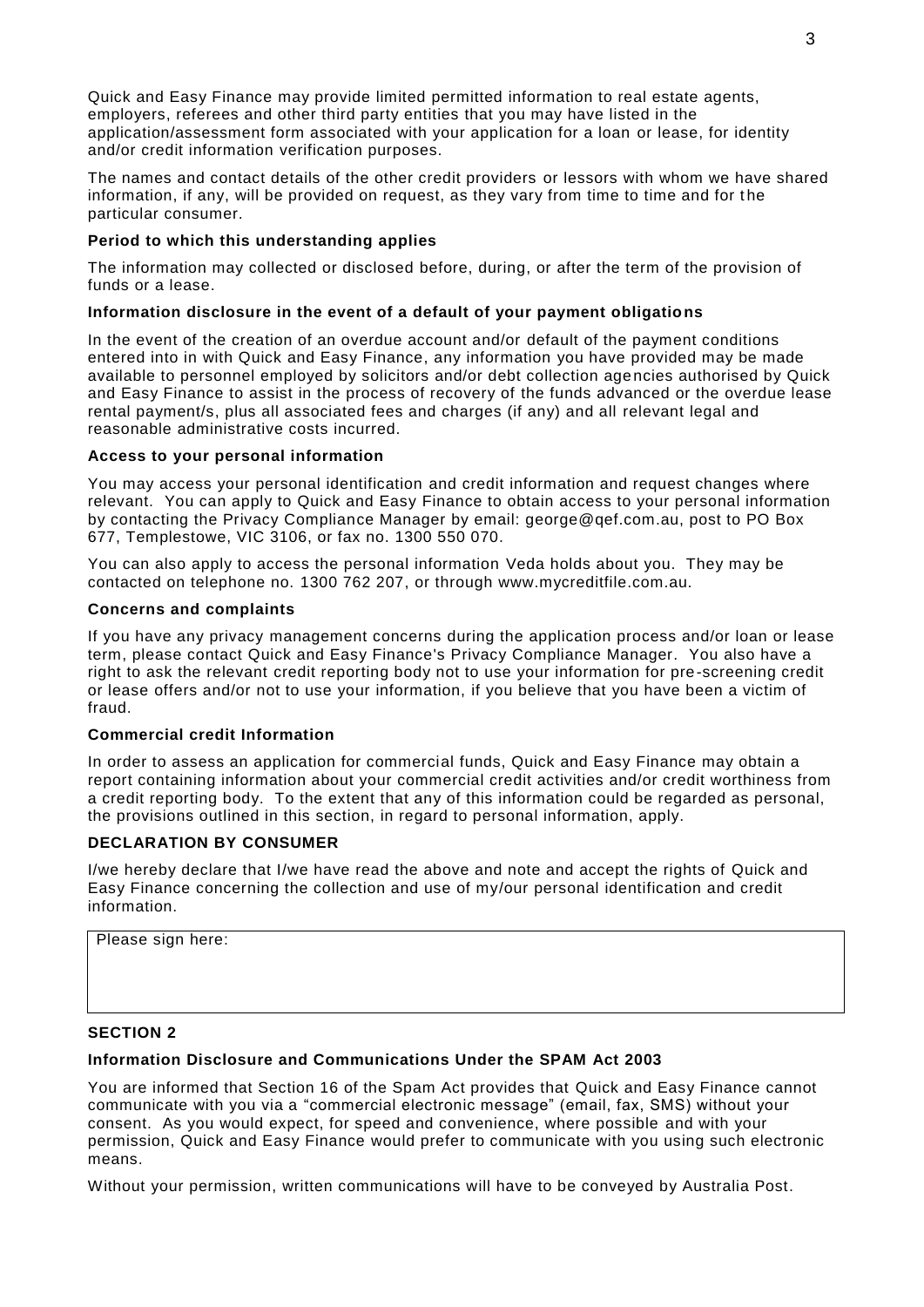Quick and Easy Finance may provide limited permitted information to real estate agents, employers, referees and other third party entities that you may have listed in the application/assessment form associated with your application for a loan or lease, for identity and/or credit information verification purposes.

The names and contact details of the other credit providers or lessors with whom we have shared information, if any, will be provided on request, as they vary from time to time and for the particular consumer.

**Period to which this understanding applies**

The information may collected or disclosed before, during, or after the term of the provision of funds or a lease.

**Information disclosure in the event of a default of your payment obligations**

In the event of the creation of an overdue account and/or default of the payment conditions entered into in with Quick and Easy Finance, any information you have provided may be made available to personnel employed by solicitors and/or debt collection agencies authorised by Quick and Easy Finance to assist in the process of recovery of the funds advanced or the overdue lease rental payment/s, plus all associated fees and charges (if any) and all relevant legal and reasonable administrative costs incurred.

**Access to your personal information**

You may access your personal identification and credit information and request changes where relevant. You can apply to Quick and Easy Finance to obtain access to your personal information by contacting the Privacy Compliance Manager by email: george@qef.com.au, post to PO Box 677, Templestowe, VIC 3106, or fax no. 1300 550 070.

You can also apply to access the personal information Veda holds about you. They may be contacted on telephone no. 1300 762 207, or through www.mycreditfile.com.au.

**Concerns and complaints**

If you have any privacy management concerns during the application process and/or loan or lease term, please contact Quick and Easy Finance's Privacy Compliance Manager. You also have a right to ask the relevant credit reporting body not to use your information for pre-screening credit or lease offers and/or not to use your information, if you believe that you have been a victim of fraud.

**Commercial credit Information**

In order to assess an application for commercial funds, Quick and Easy Finance may obtain a report containing information about your commercial credit activities and/or credit worthiness from a credit reporting body. To the extent that any of this information could be regarded as personal, the provisions outlined in this section, in regard to personal information, apply.

**DECLARATION BY CONSUMER**

I/we hereby declare that I/we have read the above and note and accept the rights of Quick and Easy Finance concerning the collection and use of my/our personal identification and credit information.

| Please sign here: |
|---|
| |

**SECTION 2**

**Information Disclosure and Communications Under the SPAM Act 2003**

You are informed that Section 16 of the Spam Act provides that Quick and Easy Finance cannot communicate with you via a "commercial electronic message" (email, fax, SMS) without your consent. As you would expect, for speed and convenience, where possible and with your permission, Quick and Easy Finance would prefer to communicate with you using such electronic means.

Without your permission, written communications will have to be conveyed by Australia Post.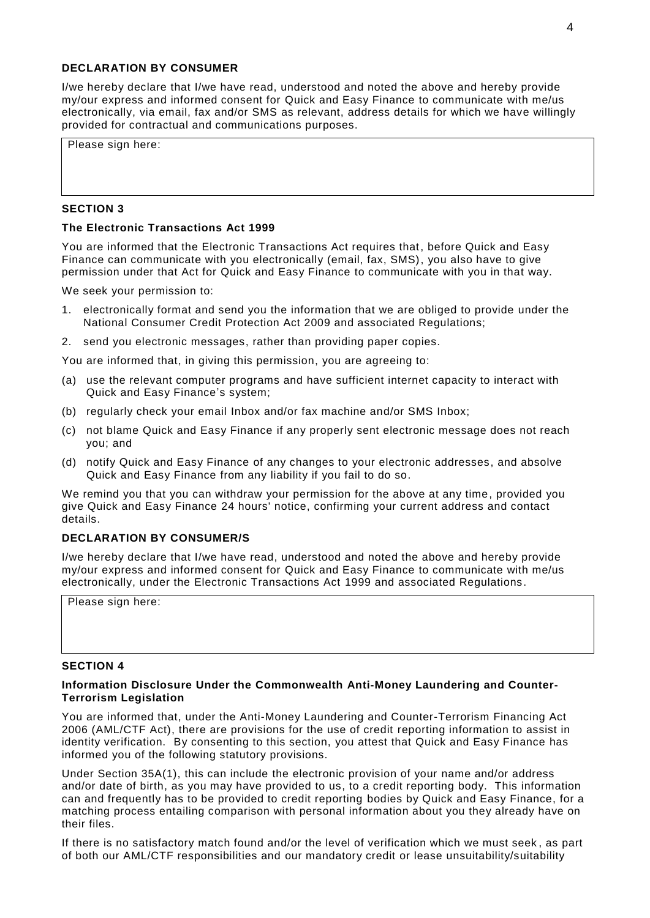**DECLARATION BY CONSUMER**

I/we hereby declare that I/we have read, understood and noted the above and hereby provide my/our express and informed consent for Quick and Easy Finance to communicate with me/us electronically, via email, fax and/or SMS as relevant, address details for which we have willingly provided for contractual and communications purposes.

| Please sign here: |
| --- |
| |

**SECTION 3**

**The Electronic Transactions Act 1999**

You are informed that the Electronic Transactions Act requires that, before Quick and Easy Finance can communicate with you electronically (email, fax, SMS), you also have to give permission under that Act for Quick and Easy Finance to communicate with you in that way.

We seek your permission to:

1. electronically format and send you the information that we are obliged to provide under the National Consumer Credit Protection Act 2009 and associated Regulations;
2. send you electronic messages, rather than providing paper copies.

You are informed that, in giving this permission, you are agreeing to:

(a) use the relevant computer programs and have sufficient internet capacity to interact with Quick and Easy Finance's system;

(b) regularly check your email Inbox and/or fax machine and/or SMS Inbox;

(c) not blame Quick and Easy Finance if any properly sent electronic message does not reach you; and

(d) notify Quick and Easy Finance of any changes to your electronic addresses, and absolve Quick and Easy Finance from any liability if you fail to do so.

We remind you that you can withdraw your permission for the above at any time, provided you give Quick and Easy Finance 24 hours' notice, confirming your current address and contact details.

**DECLARATION BY CONSUMER/S**

I/we hereby declare that I/we have read, understood and noted the above and hereby provide my/our express and informed consent for Quick and Easy Finance to communicate with me/us electronically, under the Electronic Transactions Act 1999 and associated Regulations.

| Please sign here: |
| --- |
| |

**SECTION 4**

**Information Disclosure Under the Commonwealth Anti-Money Laundering and Counter-Terrorism Legislation**

You are informed that, under the Anti-Money Laundering and Counter-Terrorism Financing Act 2006 (AML/CTF Act), there are provisions for the use of credit reporting information to assist in identity verification. By consenting to this section, you attest that Quick and Easy Finance has informed you of the following statutory provisions.

Under Section 35A(1), this can include the electronic provision of your name and/or address and/or date of birth, as you may have provided to us, to a credit reporting body. This information can and frequently has to be provided to credit reporting bodies by Quick and Easy Finance, for a matching process entailing comparison with personal information about you they already have on their files.

If there is no satisfactory match found and/or the level of verification which we must seek, as part of both our AML/CTF responsibilities and our mandatory credit or lease unsuitability/suitability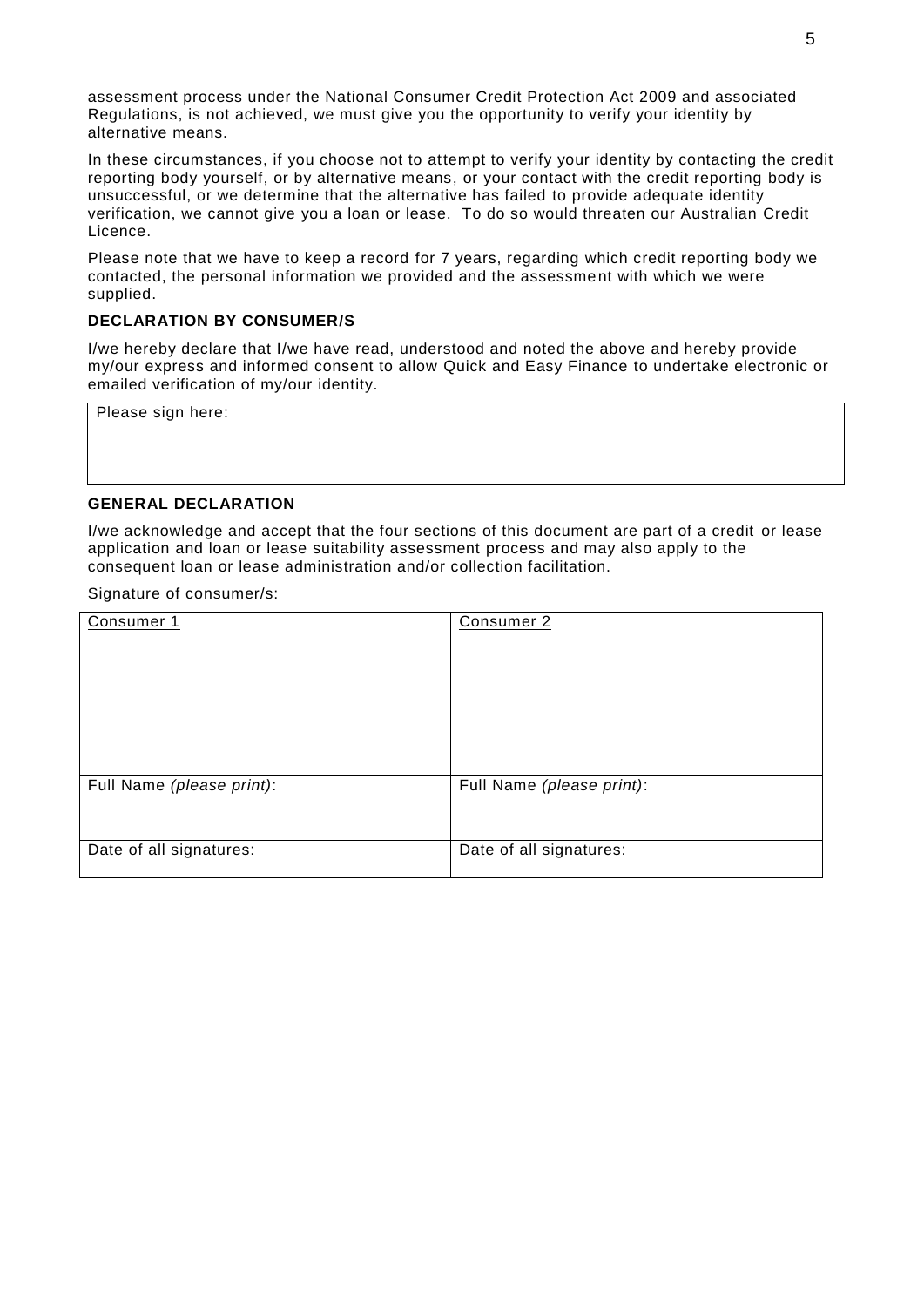assessment process under the National Consumer Credit Protection Act 2009 and associated Regulations, is not achieved, we must give you the opportunity to verify your identity by alternative means.

In these circumstances, if you choose not to attempt to verify your identity by contacting the credit reporting body yourself, or by alternative means, or your contact with the credit reporting body is unsuccessful, or we determine that the alternative has failed to provide adequate identity verification, we cannot give you a loan or lease. To do so would threaten our Australian Credit Licence.

Please note that we have to keep a record for 7 years, regarding which credit reporting body we contacted, the personal information we provided and the assessment with which we were supplied.

**DECLARATION BY CONSUMER/S**

I/we hereby declare that I/we have read, understood and noted the above and hereby provide my/our express and informed consent to allow Quick and Easy Finance to undertake electronic or emailed verification of my/our identity.

| Please sign here: |
|---|
| |

**GENERAL DECLARATION**

I/we acknowledge and accept that the four sections of this document are part of a credit or lease application and loan or lease suitability assessment process and may also apply to the consequent loan or lease administration and/or collection facilitation.

Signature of consumer/s:

| Consumer 1 | Consumer 2 |
|---|---|
| Full Name *(please print)*: | Full Name *(please print)*: |
| Date of all signatures: | Date of all signatures: |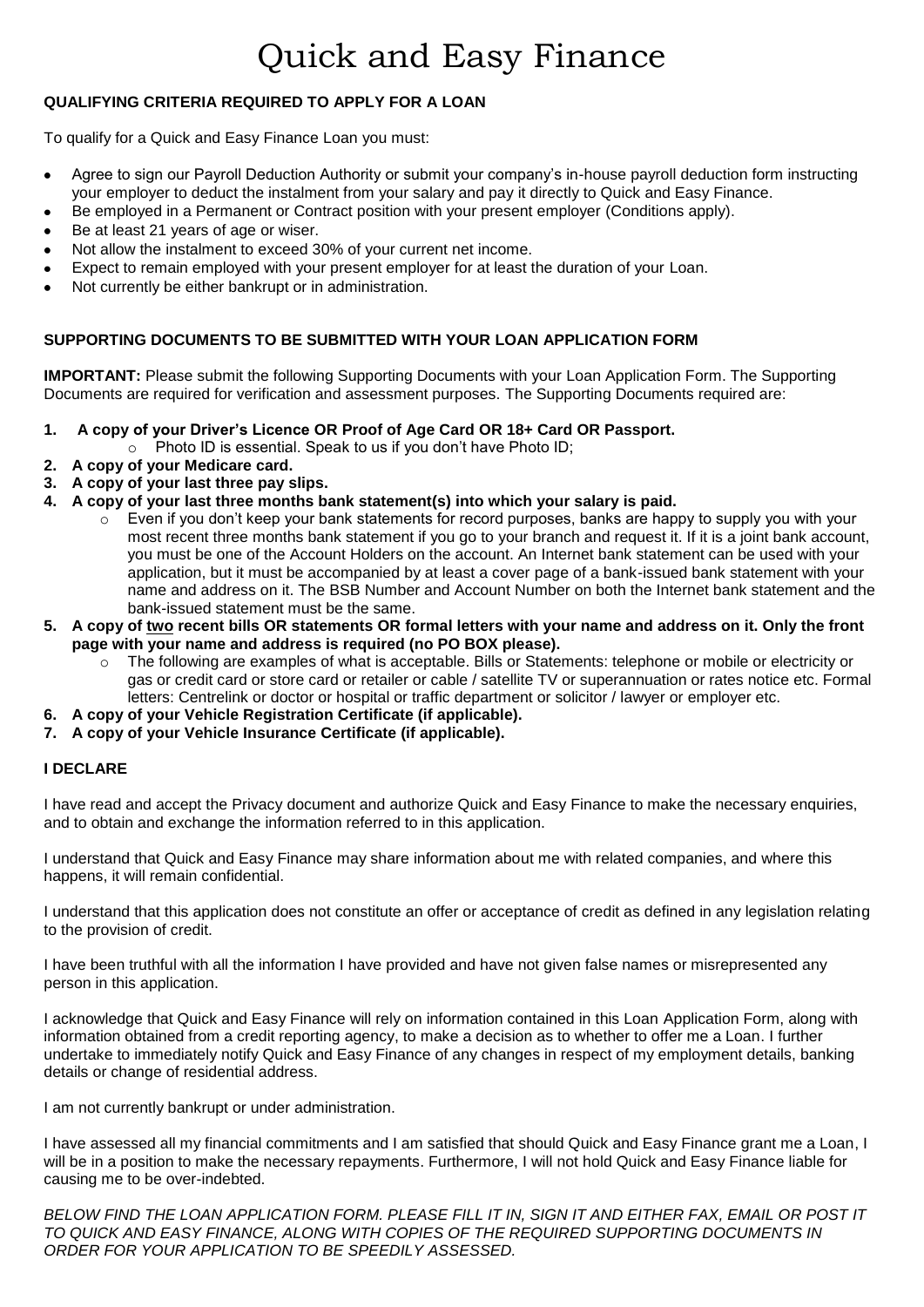# Quick and Easy Finance

**QUALIFYING CRITERIA REQUIRED TO APPLY FOR A LOAN**

To qualify for a Quick and Easy Finance Loan you must:

- Agree to sign our Payroll Deduction Authority or submit your company's in-house payroll deduction form instructing your employer to deduct the instalment from your salary and pay it directly to Quick and Easy Finance.
- Be employed in a Permanent or Contract position with your present employer (Conditions apply).
- Be at least 21 years of age or wiser.
- Not allow the instalment to exceed 30% of your current net income.
- Expect to remain employed with your present employer for at least the duration of your Loan.
- Not currently be either bankrupt or in administration.

**SUPPORTING DOCUMENTS TO BE SUBMITTED WITH YOUR LOAN APPLICATION FORM**

**IMPORTANT:** Please submit the following Supporting Documents with your Loan Application Form. The Supporting Documents are required for verification and assessment purposes. The Supporting Documents required are:

1. **A copy of your Driver's Licence OR Proof of Age Card OR 18+ Card OR Passport.**
   - Photo ID is essential. Speak to us if you don't have Photo ID;
2. **A copy of your Medicare card.**
3. **A copy of your last three pay slips.**
4. **A copy of your last three months bank statement(s) into which your salary is paid.**
   - Even if you don't keep your bank statements for record purposes, banks are happy to supply you with your most recent three months bank statement if you go to your branch and request it. If it is a joint bank account, you must be one of the Account Holders on the account. An Internet bank statement can be used with your application, but it must be accompanied by at least a cover page of a bank-issued bank statement with your name and address on it. The BSB Number and Account Number on both the Internet bank statement and the bank-issued statement must be the same.
5. **A copy of <u>two</u> recent bills OR statements OR formal letters with your name and address on it. Only the front page with your name and address is required (no PO BOX please).**
   - The following are examples of what is acceptable. Bills or Statements: telephone or mobile or electricity or gas or credit card or store card or retailer or cable / satellite TV or superannuation or rates notice etc. Formal letters: Centrelink or doctor or hospital or traffic department or solicitor / lawyer or employer etc.
6. **A copy of your Vehicle Registration Certificate (if applicable).**
7. **A copy of your Vehicle Insurance Certificate (if applicable).**

**I DECLARE**

I have read and accept the Privacy document and authorize Quick and Easy Finance to make the necessary enquiries, and to obtain and exchange the information referred to in this application.

I understand that Quick and Easy Finance may share information about me with related companies, and where this happens, it will remain confidential.

I understand that this application does not constitute an offer or acceptance of credit as defined in any legislation relating to the provision of credit.

I have been truthful with all the information I have provided and have not given false names or misrepresented any person in this application.

I acknowledge that Quick and Easy Finance will rely on information contained in this Loan Application Form, along with information obtained from a credit reporting agency, to make a decision as to whether to offer me a Loan. I further undertake to immediately notify Quick and Easy Finance of any changes in respect of my employment details, banking details or change of residential address.

I am not currently bankrupt or under administration.

I have assessed all my financial commitments and I am satisfied that should Quick and Easy Finance grant me a Loan, I will be in a position to make the necessary repayments. Furthermore, I will not hold Quick and Easy Finance liable for causing me to be over-indebted.

*BELOW FIND THE LOAN APPLICATION FORM. PLEASE FILL IT IN, SIGN IT AND EITHER FAX, EMAIL OR POST IT TO QUICK AND EASY FINANCE, ALONG WITH COPIES OF THE REQUIRED SUPPORTING DOCUMENTS IN ORDER FOR YOUR APPLICATION TO BE SPEEDILY ASSESSED.*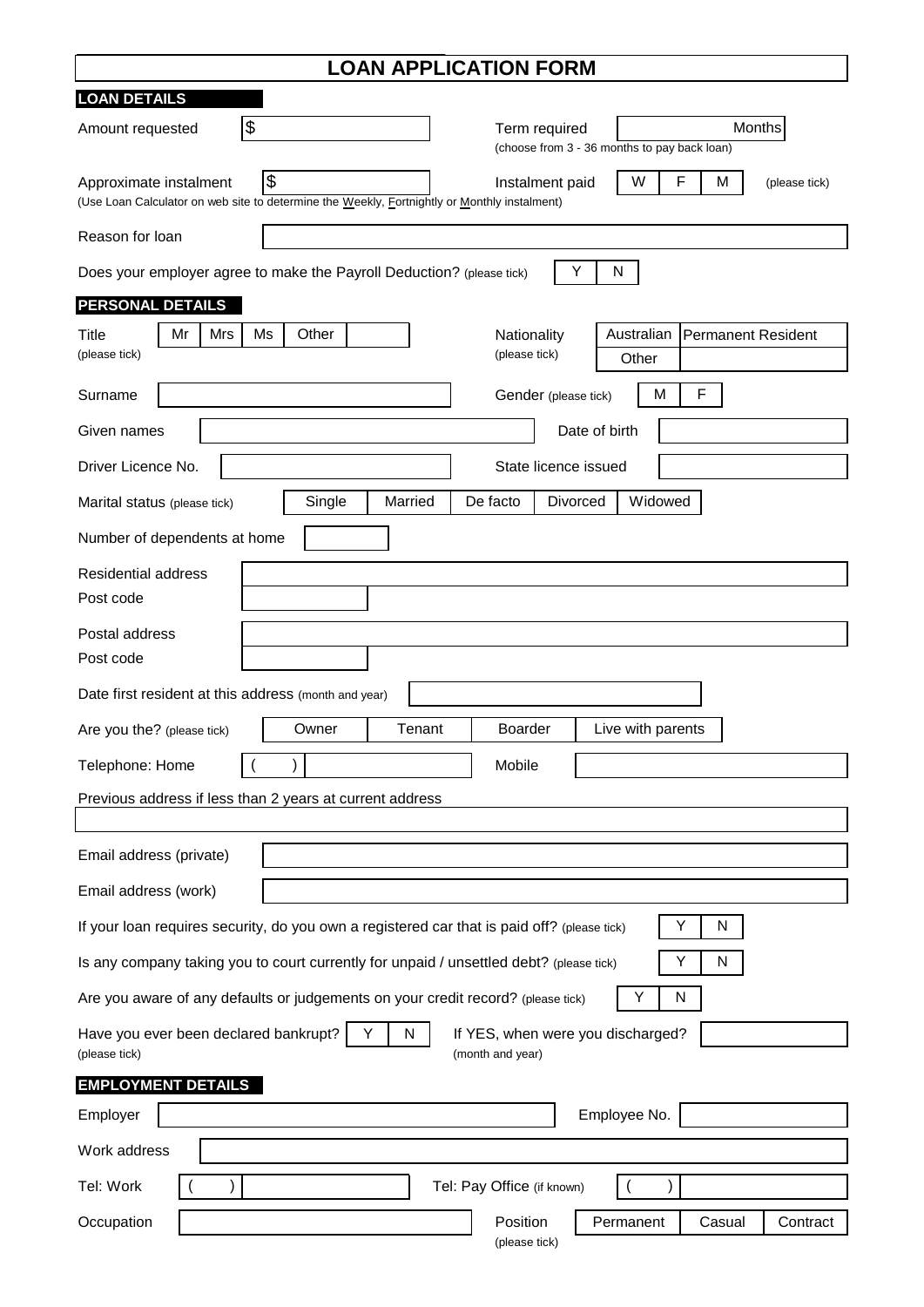# LOAN APPLICATION FORM

## LOAN DETAILS

Amount requested $ ____________  Term required ____________ Months
(choose from 3 - 36 months to pay back loan)

Approximate instalment $ ____________  Instalment paid  W  F  M  (please tick)
(Use Loan Calculator on web site to determine the Weekly, Fortnightly or Monthly instalment)

Reason for loan ____________

Does your employer agree to make the Payroll Deduction? (please tick)  Y  N

## PERSONAL DETAILS

Title (please tick)  Mr  Mrs  Ms  Other ____  Nationality (please tick)  Australian  Permanent Resident  Other ____

Surname ____________  Gender (please tick)  M  F

Given names ____________  Date of birth ____________

Driver Licence No. ____________  State licence issued ____________

Marital status (please tick)  Single  Married  De facto  Divorced  Widowed

Number of dependents at home ____

Residential address ____________
Post code ____

Postal address ____________
Post code ____

Date first resident at this address (month and year) ____________

Are you the? (please tick)  Owner  Tenant  Boarder  Live with parents

Telephone: Home (   ) ____________  Mobile ____________

Previous address if less than 2 years at current address
____________

Email address (private) ____________

Email address (work) ____________

If your loan requires security, do you own a registered car that is paid off? (please tick)  Y  N

Is any company taking you to court currently for unpaid / unsettled debt? (please tick)  Y  N

Are you aware of any defaults or judgements on your credit record? (please tick)  Y  N

Have you ever been declared bankrupt? (please tick)  Y  N  If YES, when were you discharged? (month and year) ____________

## EMPLOYMENT DETAILS

Employer ____________  Employee No. ____________

Work address ____________

Tel: Work (   ) ____________  Tel: Pay Office (if known) (   ) ____________

Occupation ____________  Position (please tick)  Permanent  Casual  Contract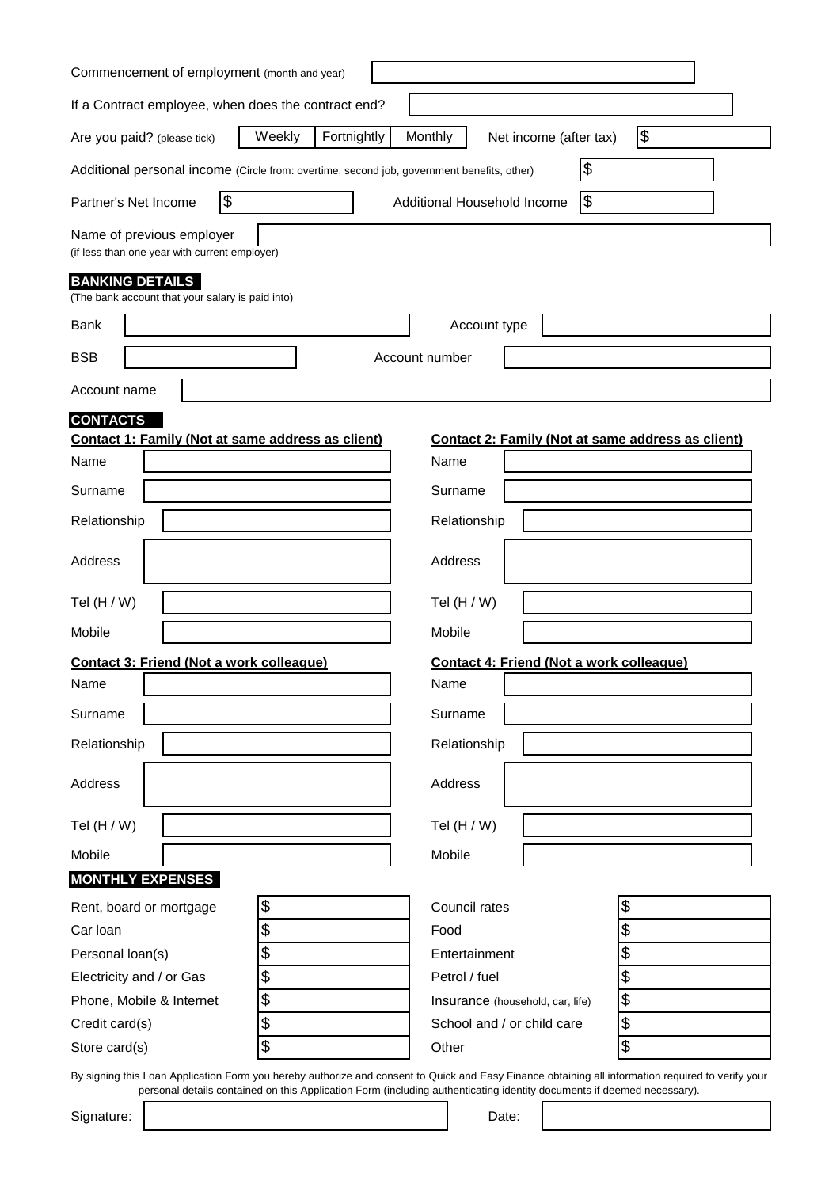Commencement of employment (month and year)

If a Contract employee, when does the contract end?

Are you paid? (please tick) | Weekly | Fortnightly | Monthly | Net income (after tax) $

Additional personal income (Circle from: overtime, second job, government benefits, other) $

Partner's Net Income $ Additional Household Income $

Name of previous employer
(if less than one year with current employer)

**BANKING DETAILS**
(The bank account that your salary is paid into)

Bank | Account type

BSB | Account number

Account name

**CONTACTS**

| **Contact 1: Family (Not at same address as client)** | | **Contact 2: Family (Not at same address as client)** | |
|---|---|---|---|
| Name | | Name | |
| Surname | | Surname | |
| Relationship | | Relationship | |
| Address | | Address | |
| Tel (H / W) | | Tel (H / W) | |
| Mobile | | Mobile | |

| **Contact 3: Friend (Not a work colleague)** | | **Contact 4: Friend (Not a work colleague)** | |
|---|---|---|---|
| Name | | Name | |
| Surname | | Surname | |
| Relationship | | Relationship | |
| Address | | Address | |
| Tel (H / W) | | Tel (H / W) | |
| Mobile | | Mobile | |

**MONTHLY EXPENSES**

| | | | |
|---|---|---|---|
| Rent, board or mortgage | $ | Council rates | $ |
| Car loan | $ | Food | $ |
| Personal loan(s) | $ | Entertainment | $ |
| Electricity and / or Gas | $ | Petrol / fuel | $ |
| Phone, Mobile & Internet | $ | Insurance (household, car, life) | $ |
| Credit card(s) | $ | School and / or child care | $ |
| Store card(s) | $ | Other | $ |

By signing this Loan Application Form you hereby authorize and consent to Quick and Easy Finance obtaining all information required to verify your personal details contained on this Application Form (including authenticating identity documents if deemed necessary).

Signature: Date: